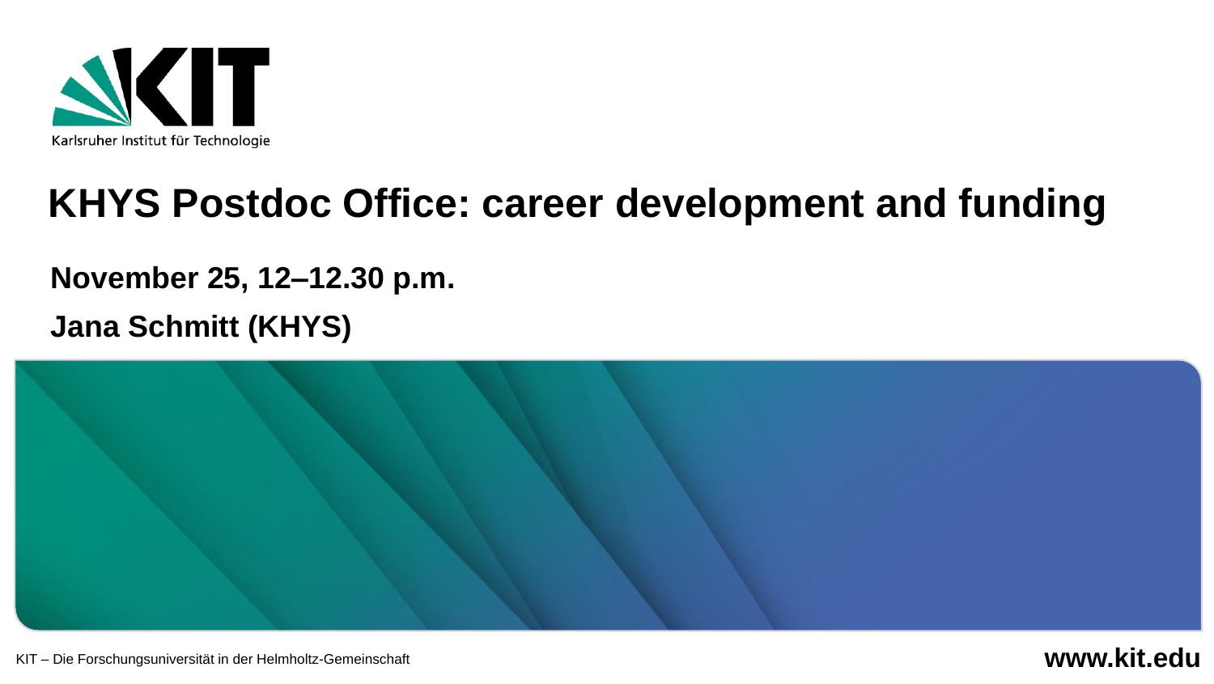Karlsruher Institut für Technologie

# KHYS Postdoc Office: career development and funding

**November 25, 12–12.30 p.m.**

**Jana Schmitt (KHYS)**

KIT – Die Forschungsuniversität in der Helmholtz-Gemeinschaft

**www.kit.edu**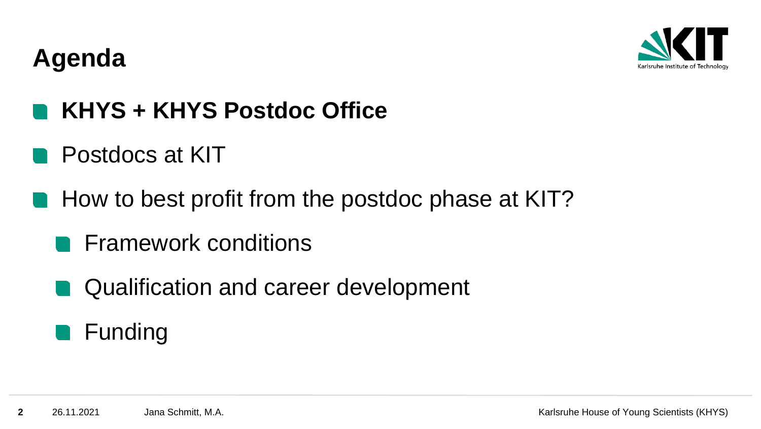# Agenda

- **KHYS + KHYS Postdoc Office**
- Postdocs at KIT
- How to best profit from the postdoc phase at KIT?
  - Framework conditions
  - Qualification and career development
  - Funding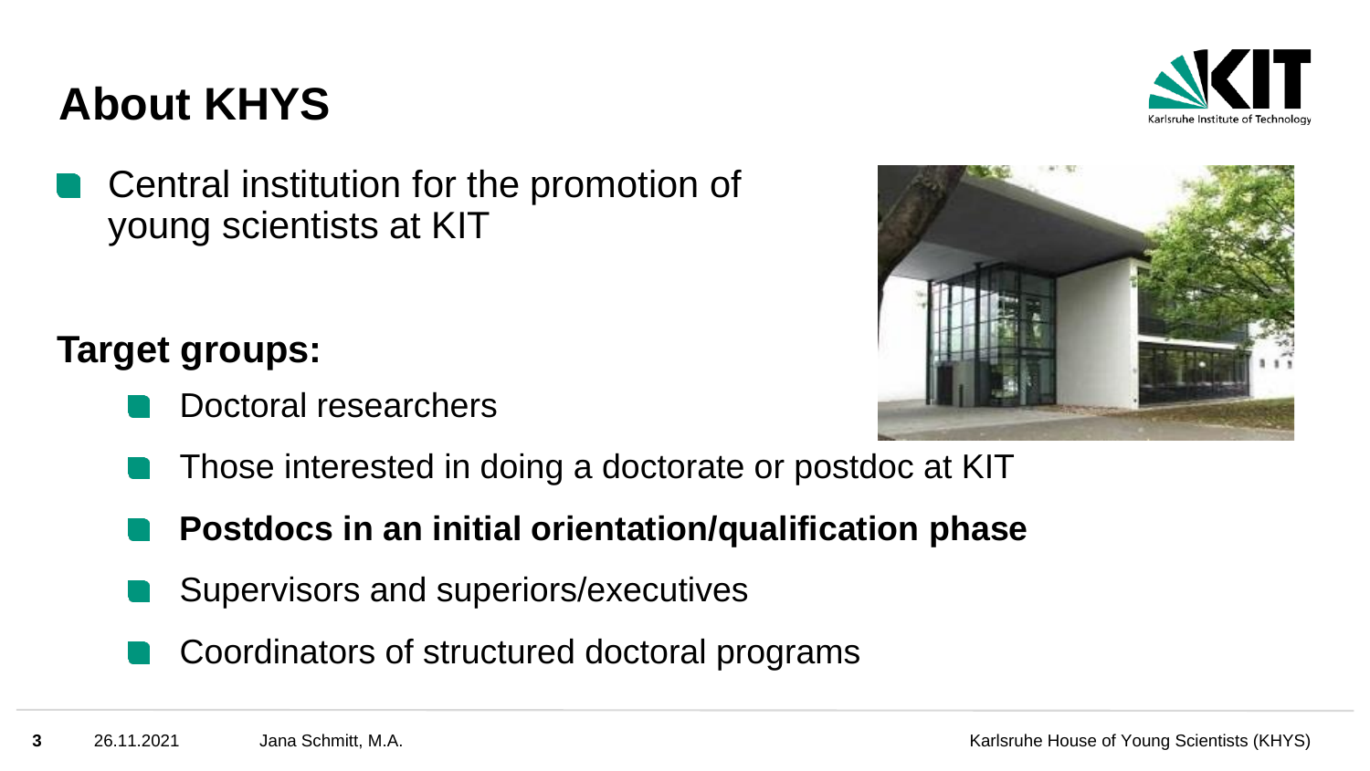# About KHYS

- Central institution for the promotion of young scientists at KIT

**Target groups:**

- Doctoral researchers
- Those interested in doing a doctorate or postdoc at KIT
- **Postdocs in an initial orientation/qualification phase**
- Supervisors and superiors/executives
- Coordinators of structured doctoral programs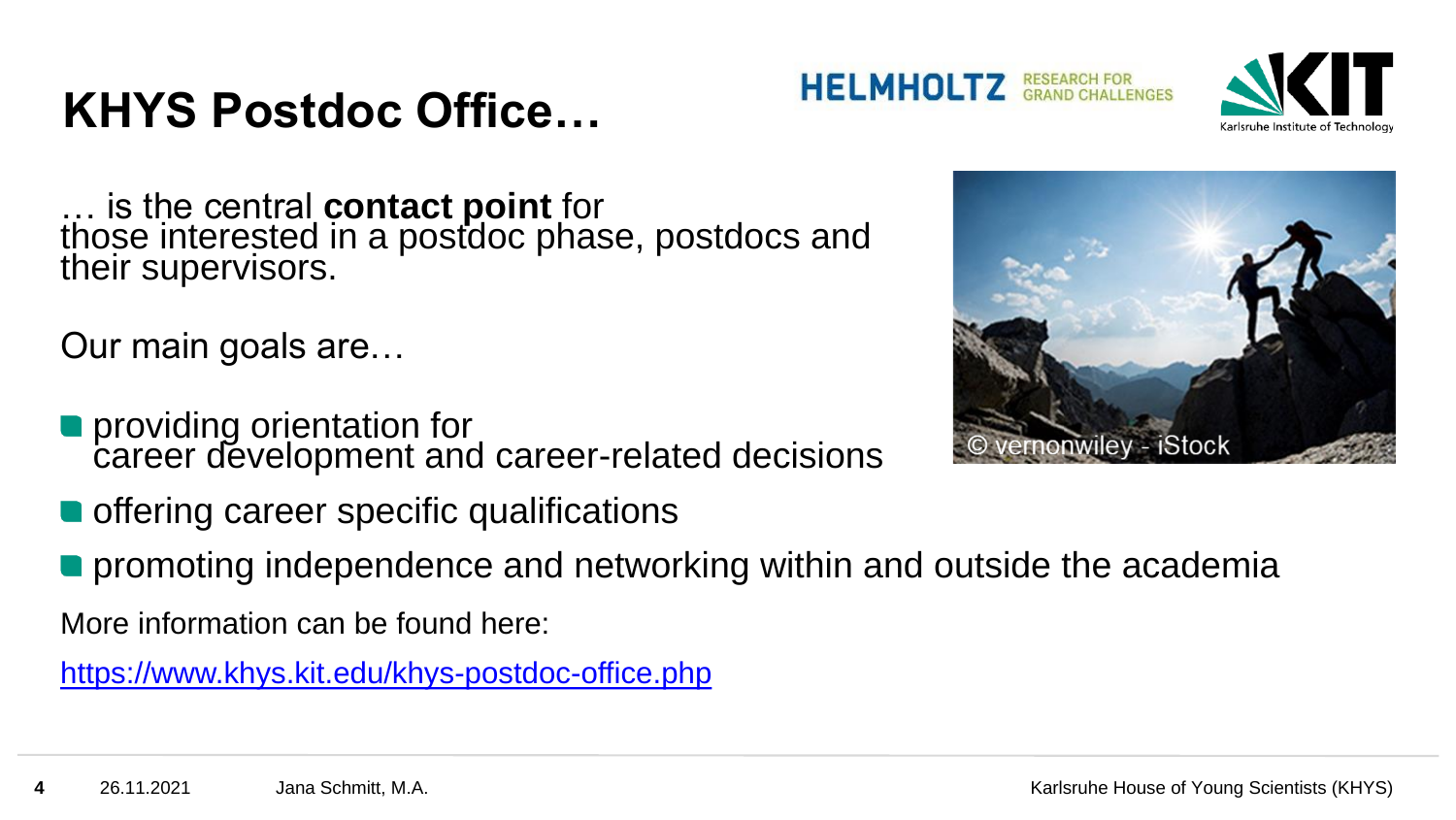# KHYS Postdoc Office…

… is the central **contact point** for those interested in a postdoc phase, postdocs and their supervisors.

Our main goals are…

- providing orientation for career development and career-related decisions
- offering career specific qualifications
- promoting independence and networking within and outside the academia

More information can be found here:

https://www.khys.kit.edu/khys-postdoc-office.php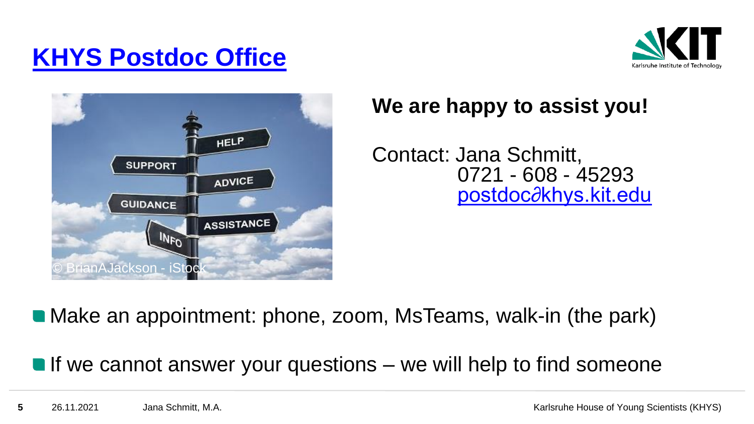# KHYS Postdoc Office

© BrianAJackson - iStock

**We are happy to assist you!**

Contact: Jana Schmitt,
0721 - 608 - 45293
postdoc∂khys.kit.edu

- Make an appointment: phone, zoom, MsTeams, walk-in (the park)
- If we cannot answer your questions – we will help to find someone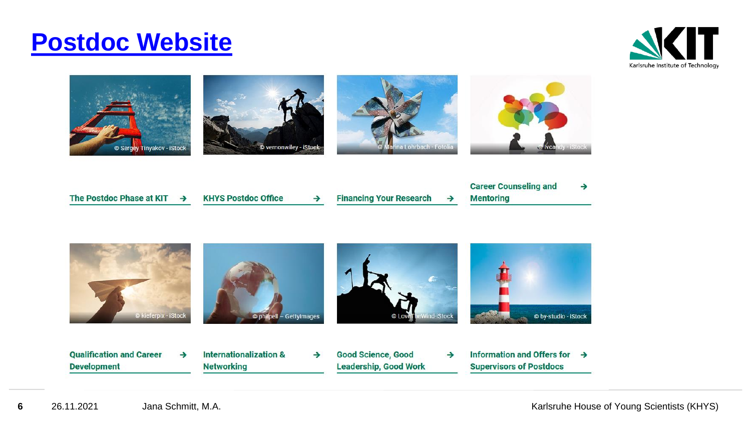# Postdoc Website

© Sergey Tinyakov - iStock

© vernonwiley - iStock

© Marina Lohrbach - Fotolia

© ivcandy - iStock

- The Postdoc Phase at KIT →
- KHYS Postdoc Office →
- Financing Your Research →
- Career Counseling and Mentoring →

© kieferpix - iStock

© philpell – GettyImages

© LoveTheWind-iStock

© by-studio - iStock

- Qualification and Career Development →
- Internationalization & Networking →
- Good Science, Good Leadership, Good Work →
- Information and Offers for Supervisors of Postdocs →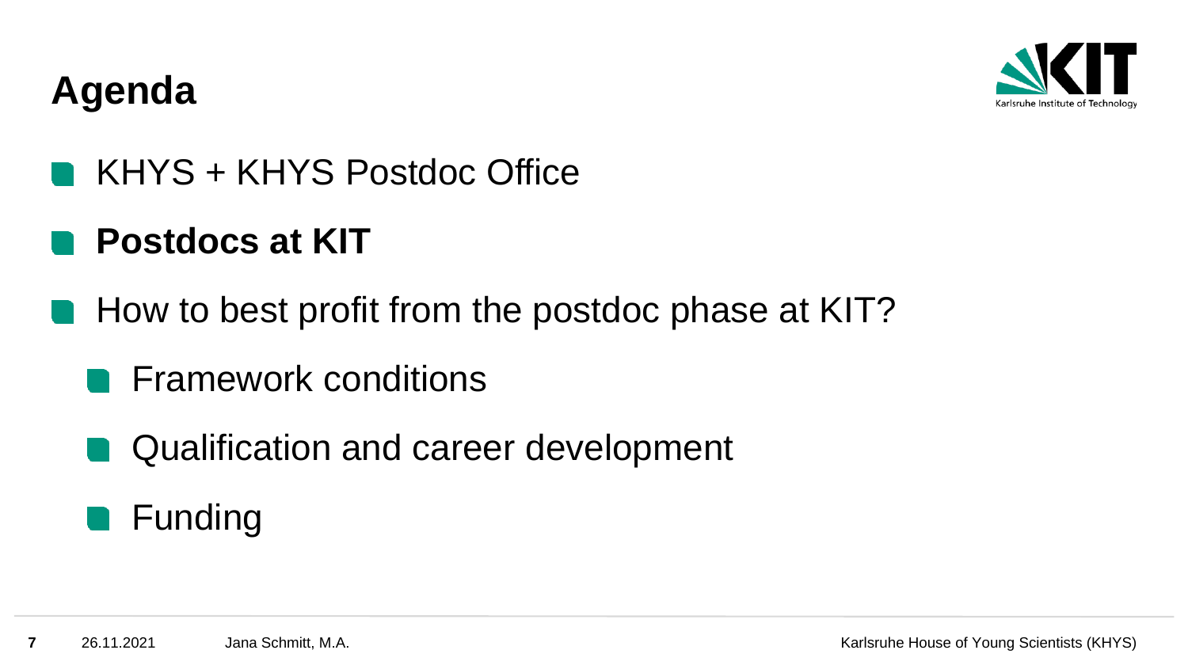# Agenda

- KHYS + KHYS Postdoc Office
- **Postdocs at KIT**
- How to best profit from the postdoc phase at KIT?
  - Framework conditions
  - Qualification and career development
  - Funding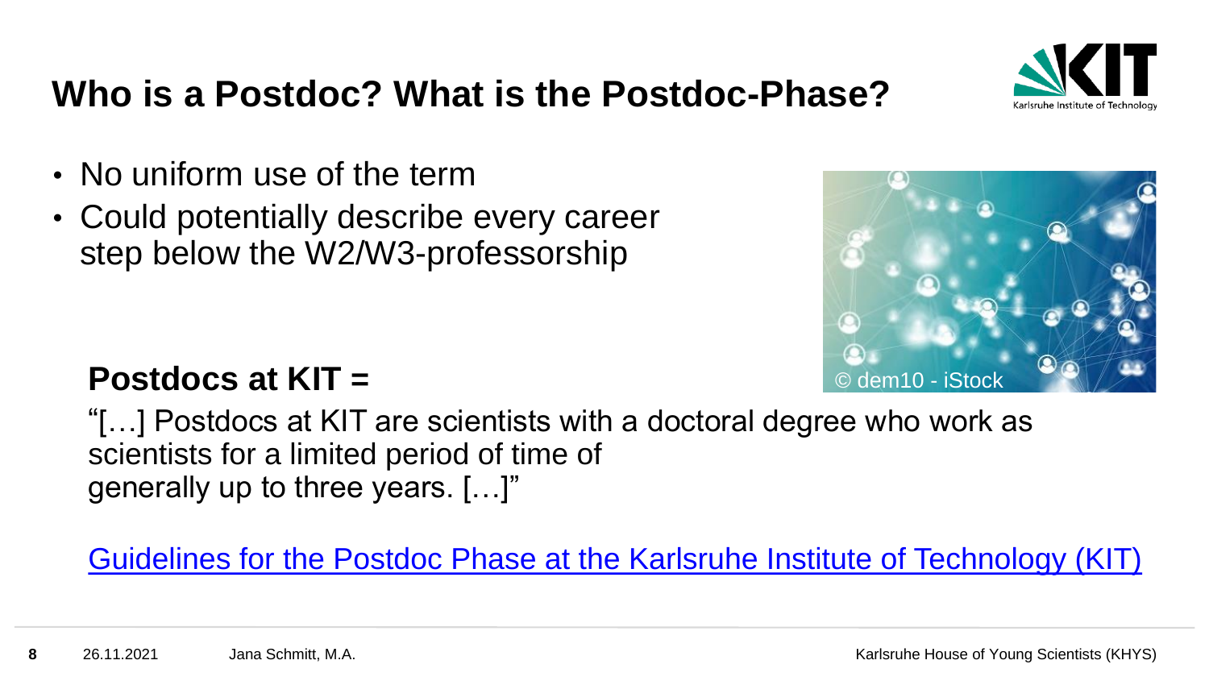# Who is a Postdoc? What is the Postdoc-Phase?

- No uniform use of the term
- Could potentially describe every career step below the W2/W3-professorship

© dem10 - iStock

**Postdocs at KIT =**

"[…] Postdocs at KIT are scientists with a doctoral degree who work as scientists for a limited period of time of generally up to three years. […]"

Guidelines for the Postdoc Phase at the Karlsruhe Institute of Technology (KIT)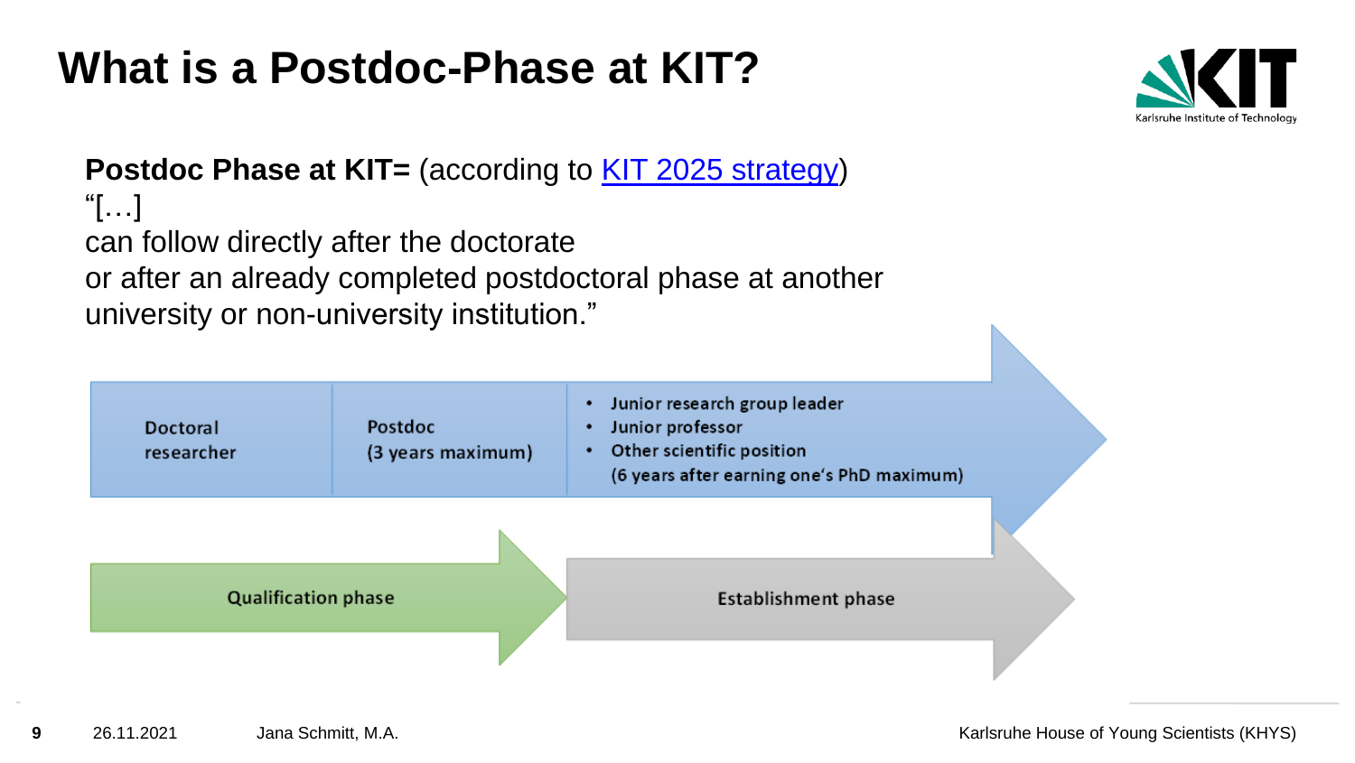# What is a Postdoc-Phase at KIT?

**Postdoc Phase at KIT=** (according to [KIT 2025 strategy](KIT 2025 strategy))
"[…]
can follow directly after the doctorate
or after an already completed postdoctoral phase at another university or non-university institution."

| Doctoral researcher | Postdoc (3 years maximum) | • Junior research group leader<br>• Junior professor<br>• Other scientific position<br>(6 years after earning one's PhD maximum) |
|---|---|---|
| Qualification phase | | Establishment phase |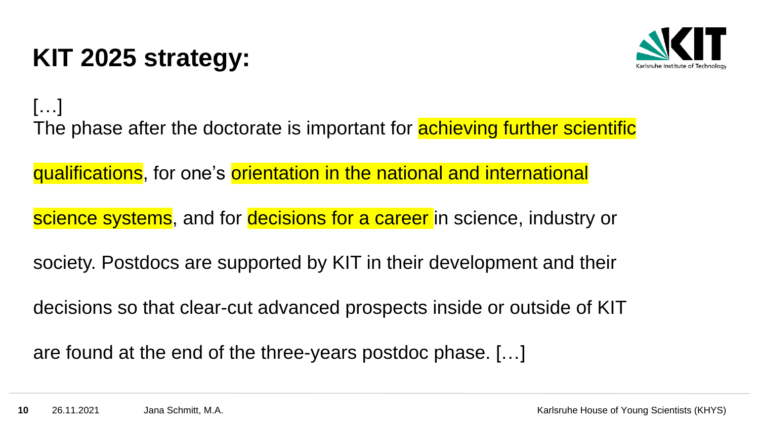# KIT 2025 strategy:

[…]
The phase after the doctorate is important for achieving further scientific qualifications, for one's orientation in the national and international science systems, and for decisions for a career in science, industry or society. Postdocs are supported by KIT in their development and their decisions so that clear-cut advanced prospects inside or outside of KIT are found at the end of the three-years postdoc phase. […]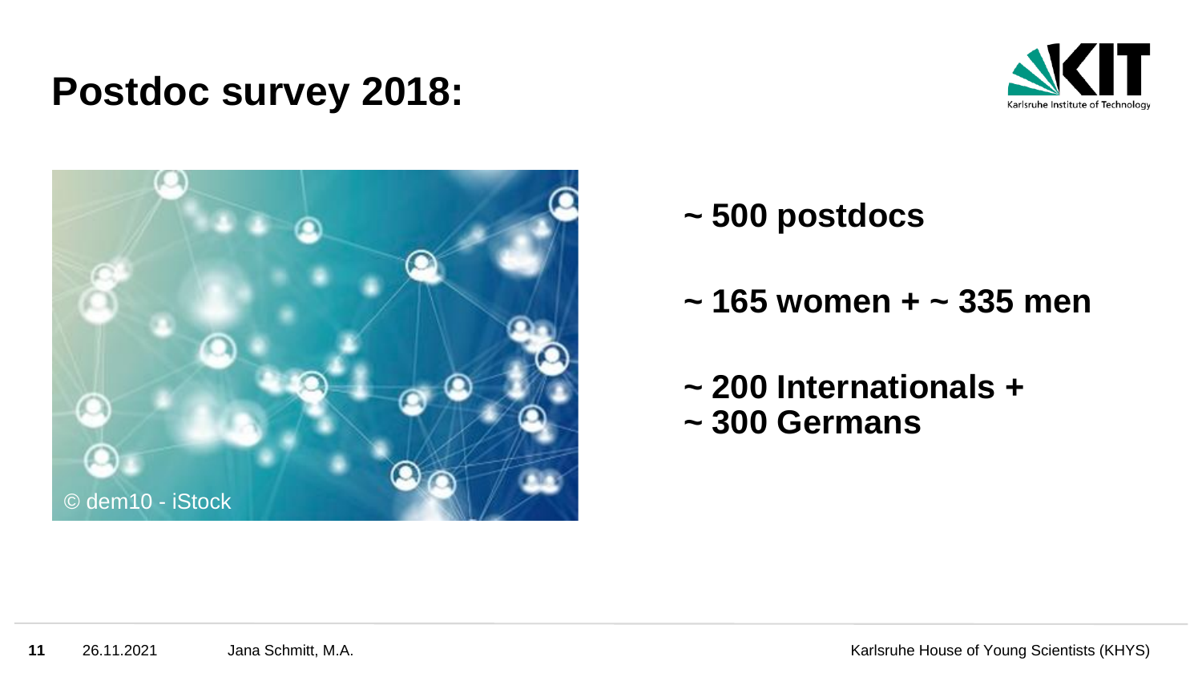# Postdoc survey 2018:

© dem10 - iStock

- **~ 500 postdocs**
- **~ 165 women + ~ 335 men**
- **~ 200 Internationals +**
  **~ 300 Germans**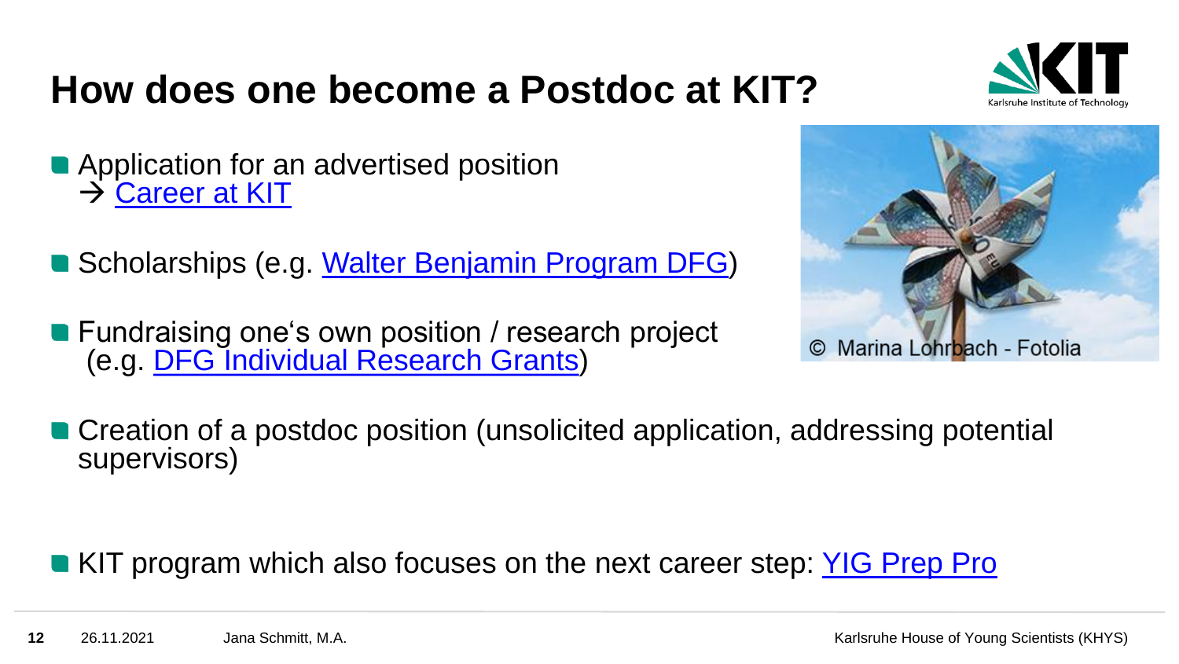# How does one become a Postdoc at KIT?

- Application for an advertised position
  → Career at KIT
- Scholarships (e.g. Walter Benjamin Program DFG)
- Fundraising one's own position / research project (e.g. DFG Individual Research Grants)
- Creation of a postdoc position (unsolicited application, addressing potential supervisors)
- KIT program which also focuses on the next career step: YIG Prep Pro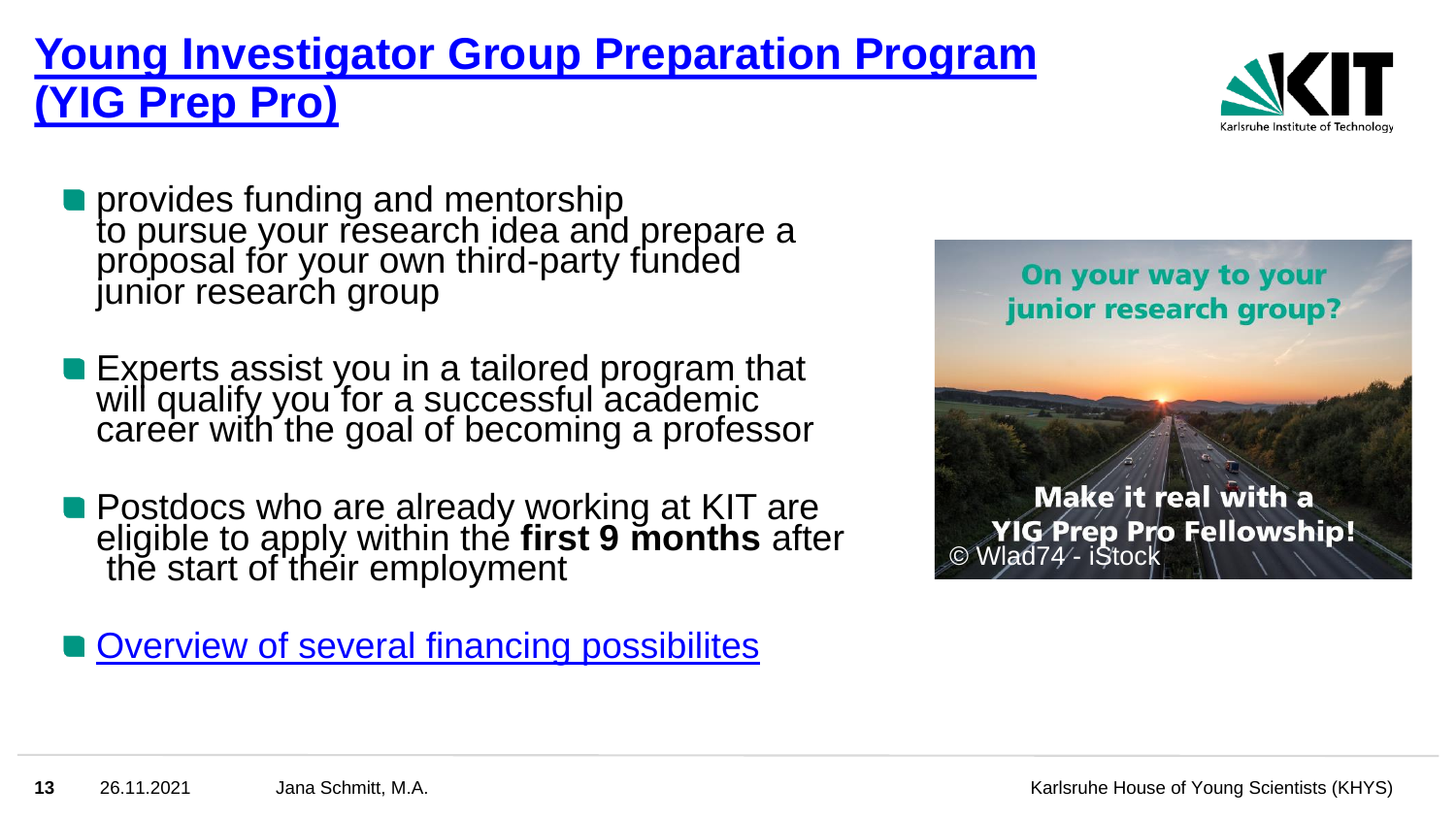# Young Investigator Group Preparation Program (YIG Prep Pro)

- provides funding and mentorship to pursue your research idea and prepare a proposal for your own third-party funded junior research group
- Experts assist you in a tailored program that will qualify you for a successful academic career with the goal of becoming a professor
- Postdocs who are already working at KIT are eligible to apply within the **first 9 months** after the start of their employment
- Overview of several financing possibilites

On your way to your junior research group?

Make it real with a YIG Prep Pro Fellowship!

© Wlad74 - iStock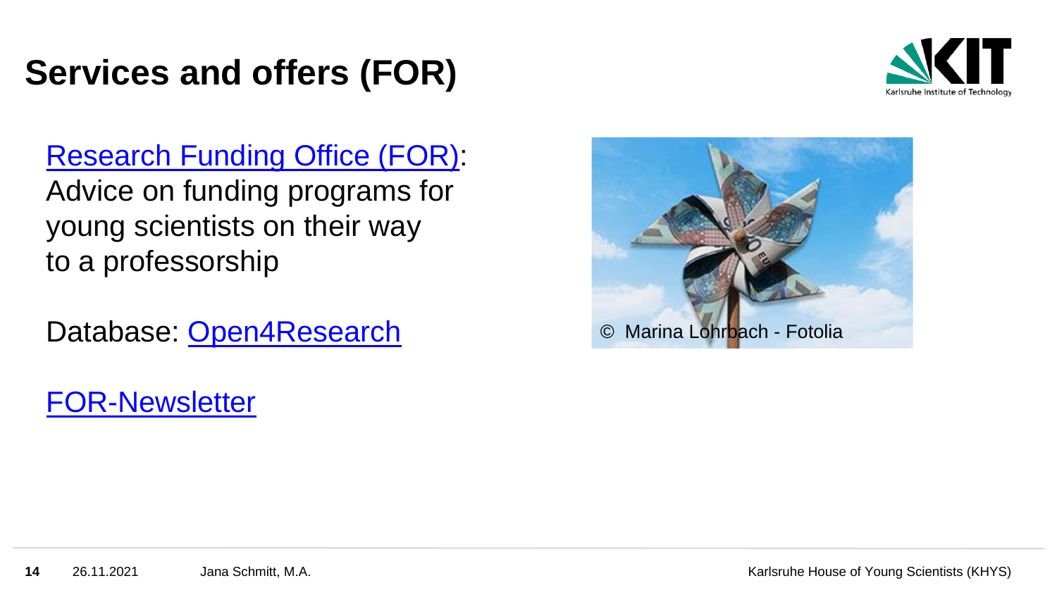# Services and offers (FOR)

Research Funding Office (FOR): Advice on funding programs for young scientists on their way to a professorship

Database: Open4Research

FOR-Newsletter

© Marina Lohrbach - Fotolia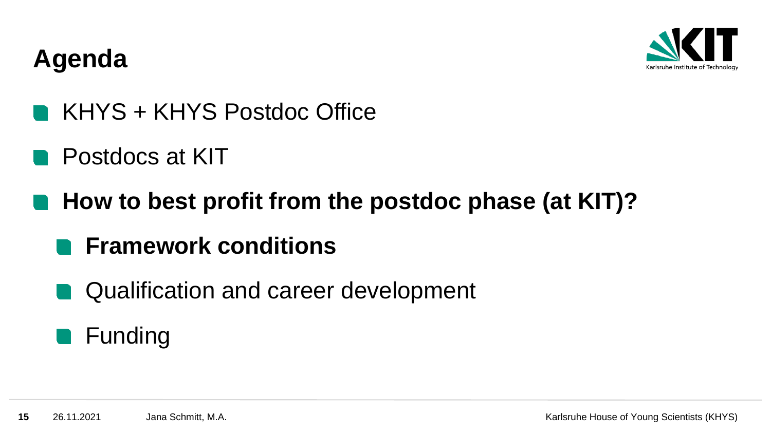# Agenda

- KHYS + KHYS Postdoc Office
- Postdocs at KIT
- **How to best profit from the postdoc phase (at KIT)?**
  - **Framework conditions**
  - Qualification and career development
  - Funding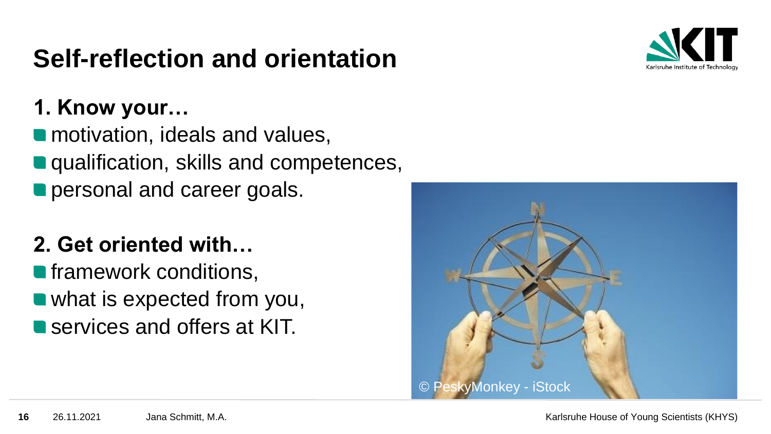# Self-reflection and orientation

**1. Know your…**

- motivation, ideals and values,
- qualification, skills and competences,
- personal and career goals.

**2. Get oriented with…**

- framework conditions,
- what is expected from you,
- services and offers at KIT.

© PeskyMonkey - iStock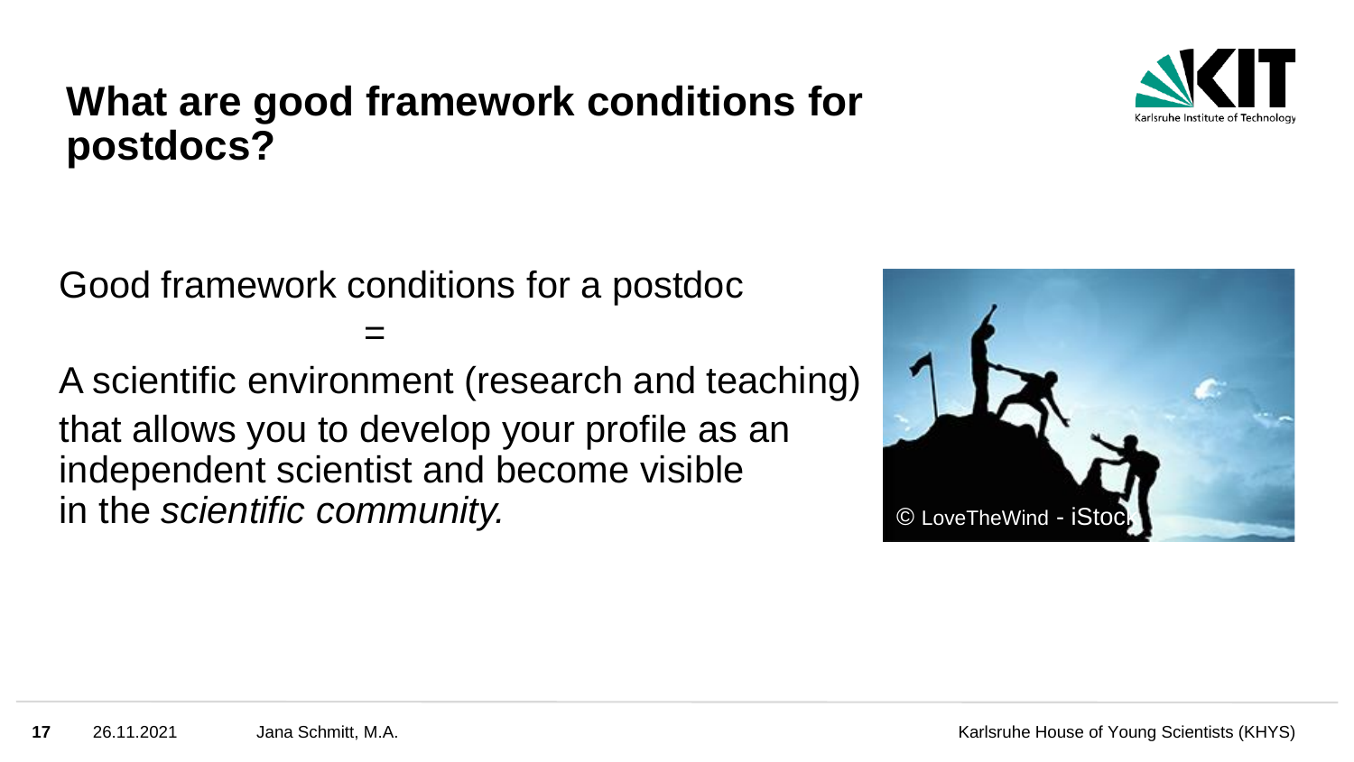# What are good framework conditions for postdocs?

Good framework conditions for a postdoc

=

A scientific environment (research and teaching) that allows you to develop your profile as an independent scientist and become visible in the *scientific community.*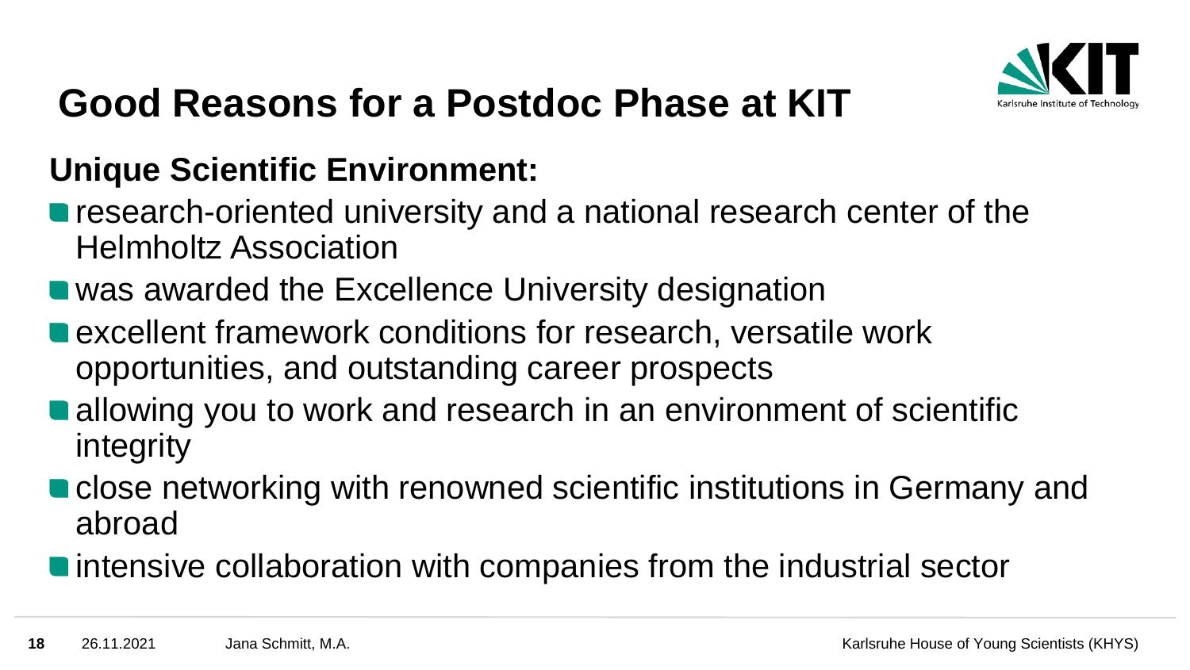# Good Reasons for a Postdoc Phase at KIT

## Unique Scientific Environment:

- research-oriented university and a national research center of the Helmholtz Association
- was awarded the Excellence University designation
- excellent framework conditions for research, versatile work opportunities, and outstanding career prospects
- allowing you to work and research in an environment of scientific integrity
- close networking with renowned scientific institutions in Germany and abroad
- intensive collaboration with companies from the industrial sector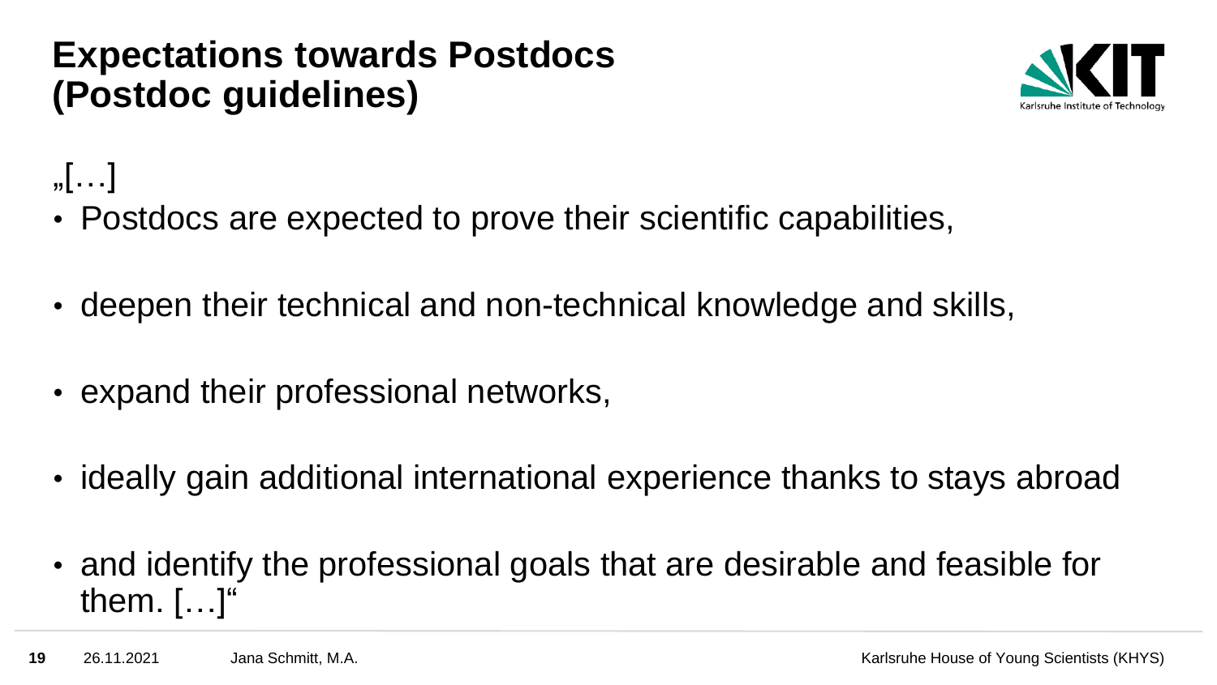# Expectations towards Postdocs (Postdoc guidelines)

„[…]

- Postdocs are expected to prove their scientific capabilities,
- deepen their technical and non-technical knowledge and skills,
- expand their professional networks,
- ideally gain additional international experience thanks to stays abroad
- and identify the professional goals that are desirable and feasible for them. […]"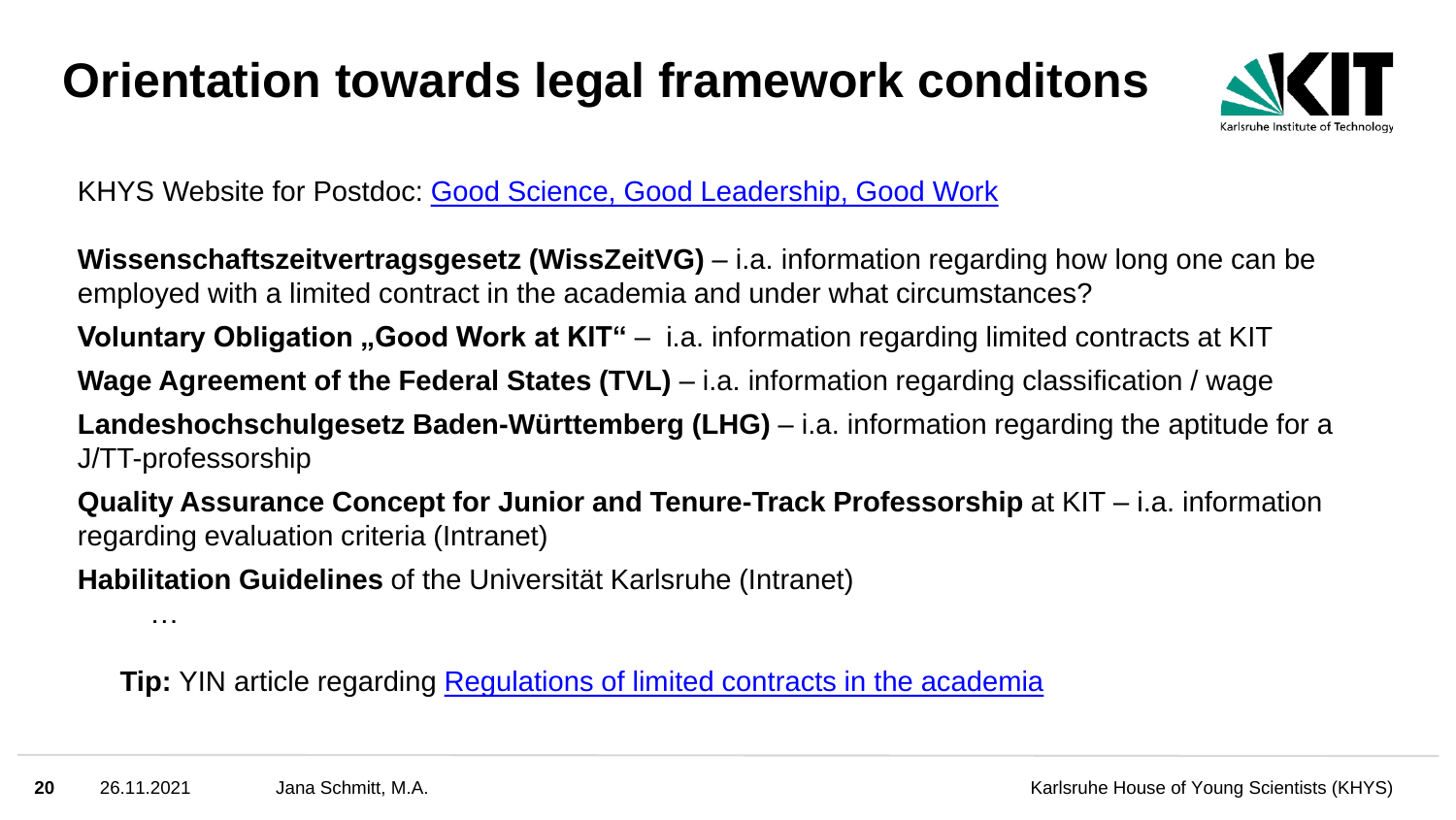# Orientation towards legal framework conditons

KHYS Website for Postdoc: Good Science, Good Leadership, Good Work

**Wissenschaftszeitvertragsgesetz (WissZeitVG)** – i.a. information regarding how long one can be employed with a limited contract in the academia and under what circumstances?

**Voluntary Obligation „Good Work at KIT"** – i.a. information regarding limited contracts at KIT

**Wage Agreement of the Federal States (TVL)** – i.a. information regarding classification / wage

**Landeshochschulgesetz Baden-Württemberg (LHG)** – i.a. information regarding the aptitude for a J/TT-professorship

**Quality Assurance Concept for Junior and Tenure-Track Professorship** at KIT – i.a. information regarding evaluation criteria (Intranet)

**Habilitation Guidelines** of the Universität Karlsruhe (Intranet)

…

**Tip:** YIN article regarding Regulations of limited contracts in the academia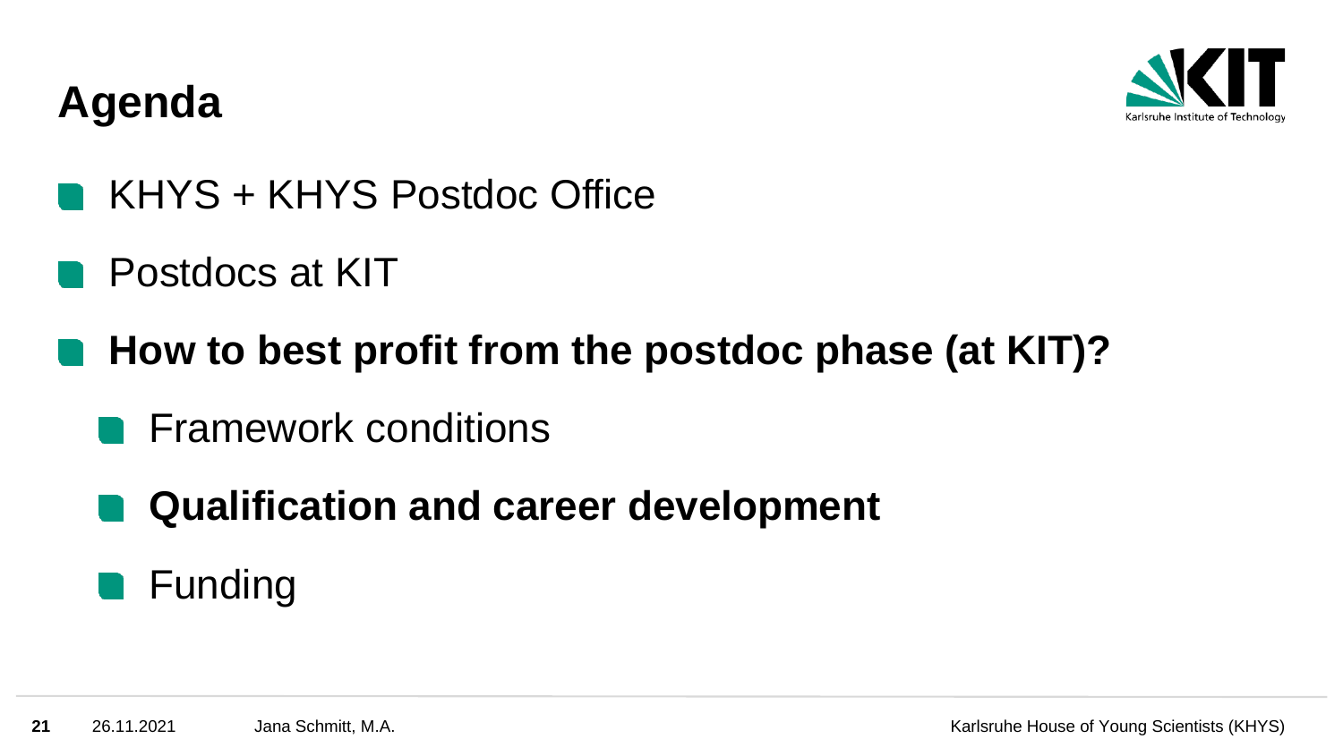# Agenda

- KHYS + KHYS Postdoc Office
- Postdocs at KIT
- **How to best profit from the postdoc phase (at KIT)?**
  - Framework conditions
  - **Qualification and career development**
  - Funding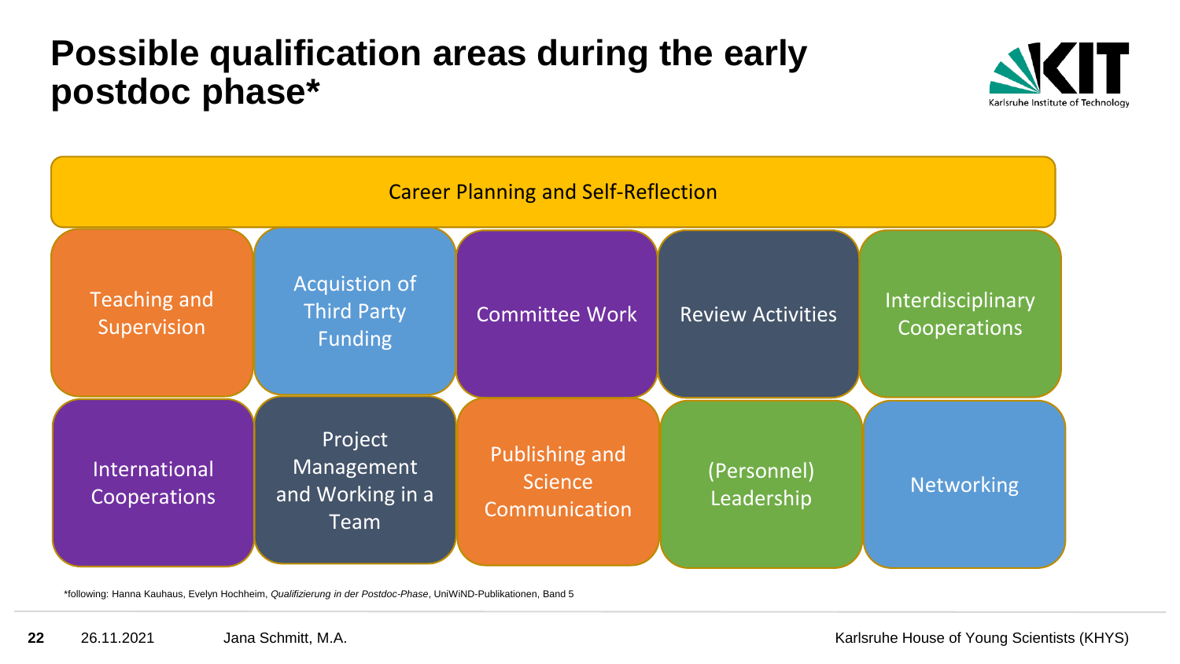# Possible qualification areas during the early postdoc phase*

**Career Planning and Self-Reflection**

- Teaching and Supervision
- Acquistion of Third Party Funding
- Committee Work
- Review Activities
- Interdisciplinary Cooperations
- International Cooperations
- Project Management and Working in a Team
- Publishing and Science Communication
- (Personnel) Leadership
- Networking

*following: Hanna Kauhaus, Evelyn Hochheim, *Qualifizierung in der Postdoc-Phase*, UniWiND-Publikationen, Band 5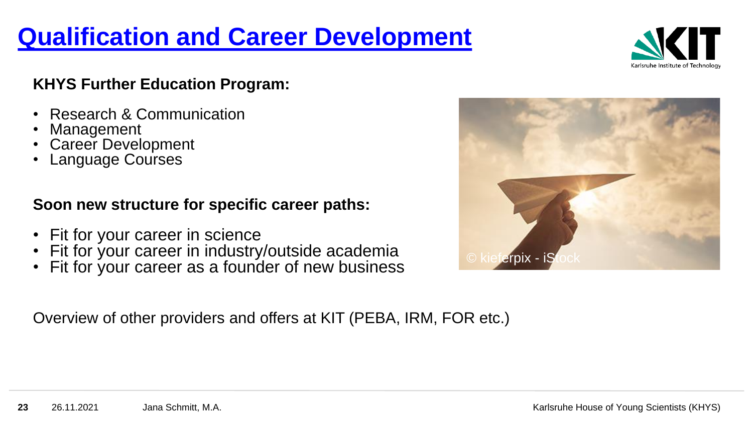# Qualification and Career Development

**KHYS Further Education Program:**

- Research & Communication
- Management
- Career Development
- Language Courses

**Soon new structure for specific career paths:**

- Fit for your career in science
- Fit for your career in industry/outside academia
- Fit for your career as a founder of new business

Overview of other providers and offers at KIT (PEBA, IRM, FOR etc.)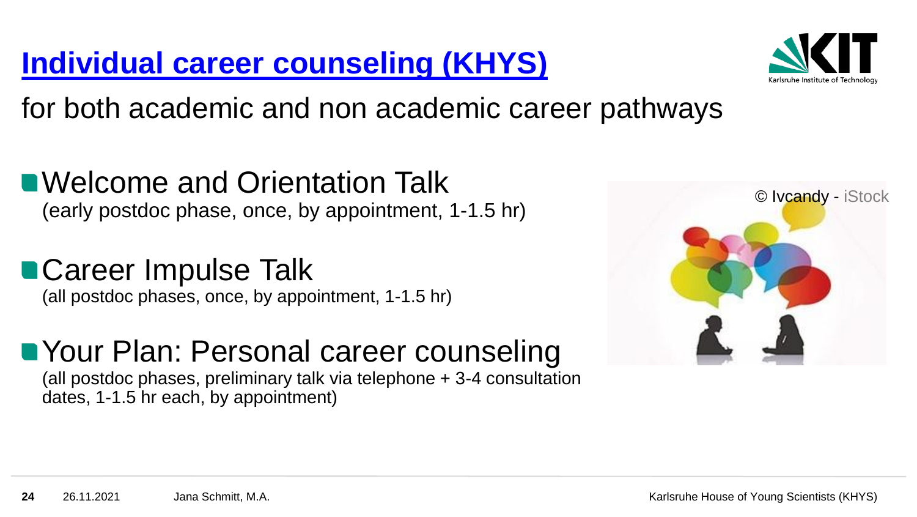# Individual career counseling (KHYS)

for both academic and non academic career pathways

- **Welcome and Orientation Talk**
  (early postdoc phase, once, by appointment, 1-1.5 hr)

- **Career Impulse Talk**
  (all postdoc phases, once, by appointment, 1-1.5 hr)

- **Your Plan: Personal career counseling**
  (all postdoc phases, preliminary talk via telephone + 3-4 consultation dates, 1-1.5 hr each, by appointment)

© Ivcandy - iStock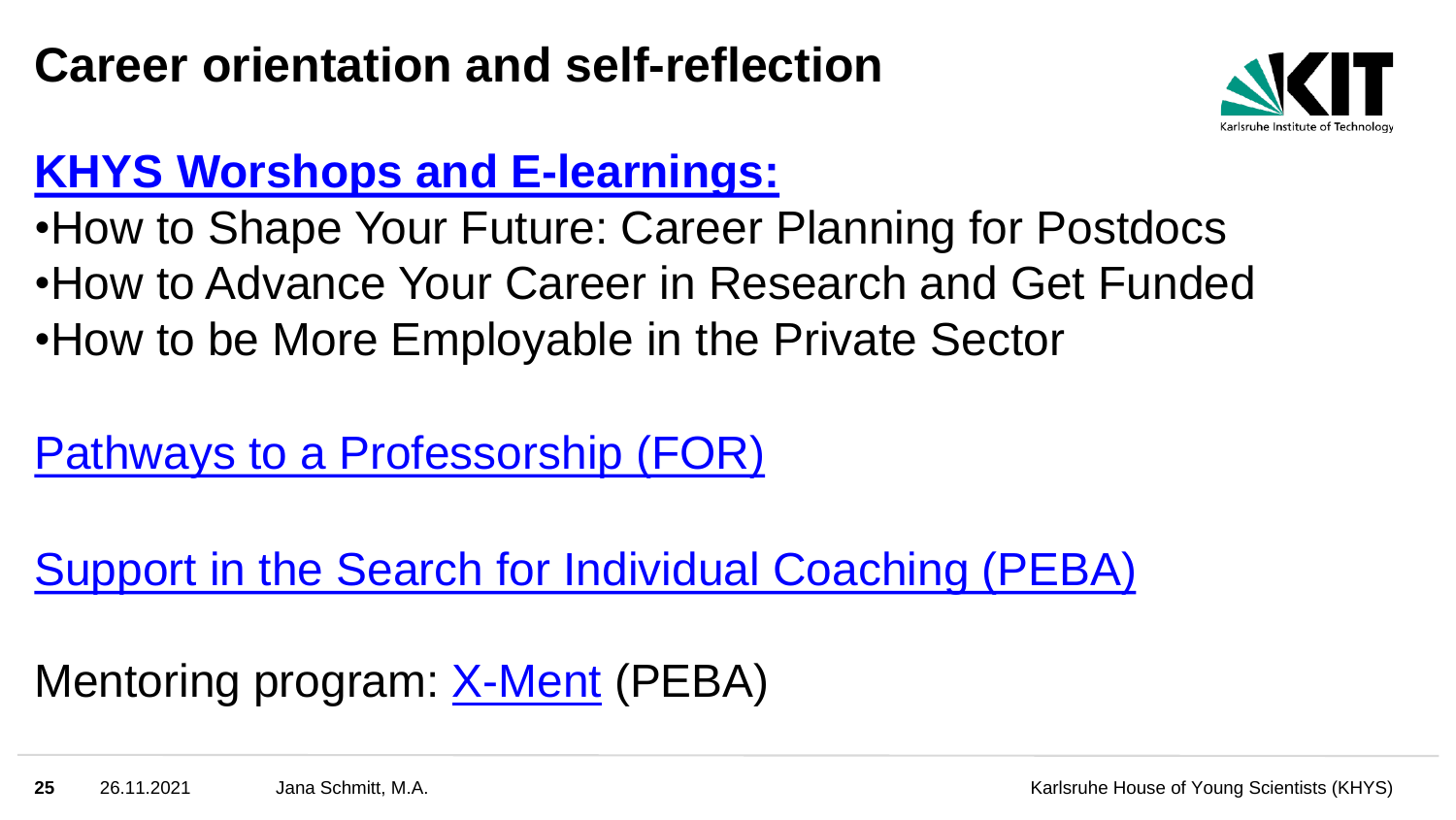# Career orientation and self-reflection

**KHYS Worshops and E-learnings:**

- How to Shape Your Future: Career Planning for Postdocs
- How to Advance Your Career in Research and Get Funded
- How to be More Employable in the Private Sector

Pathways to a Professorship (FOR)

Support in the Search for Individual Coaching (PEBA)

Mentoring program: X-Ment (PEBA)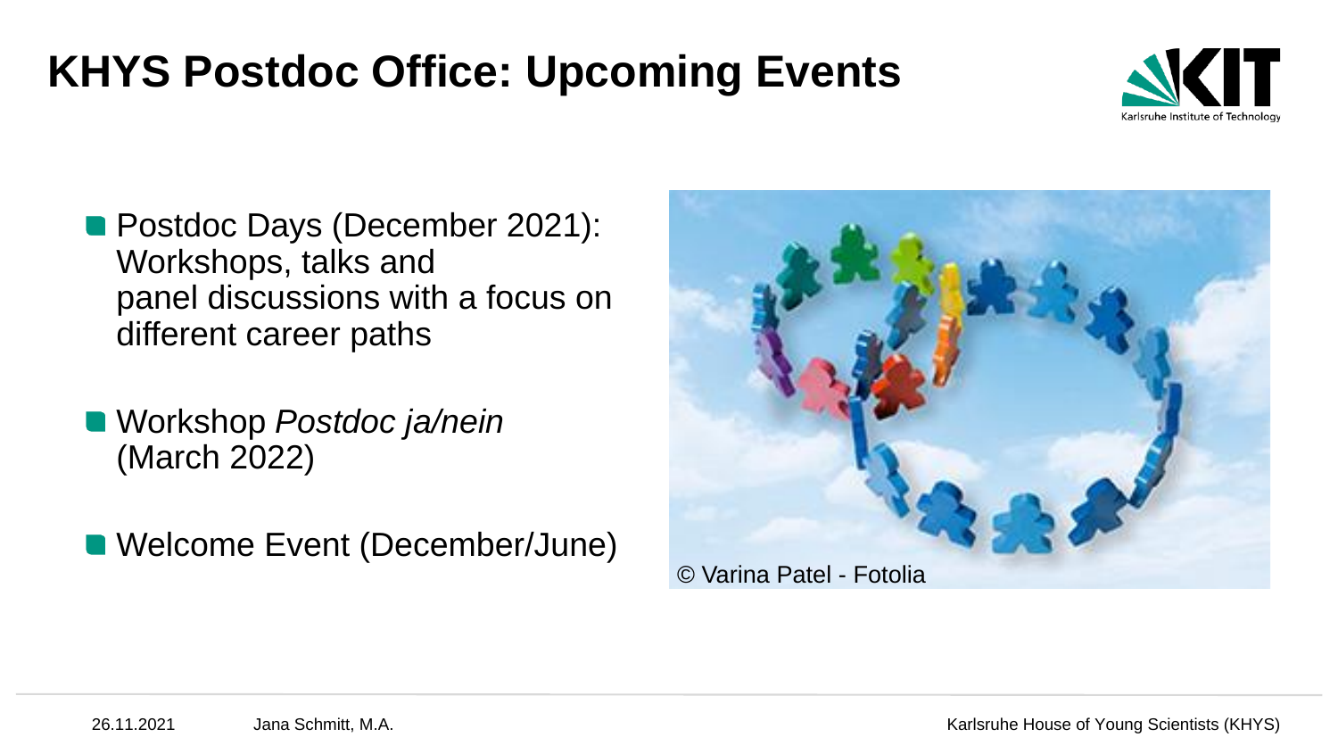# KHYS Postdoc Office: Upcoming Events

- Postdoc Days (December 2021): Workshops, talks and panel discussions with a focus on different career paths
- Workshop *Postdoc ja/nein* (March 2022)
- Welcome Event (December/June)

© Varina Patel - Fotolia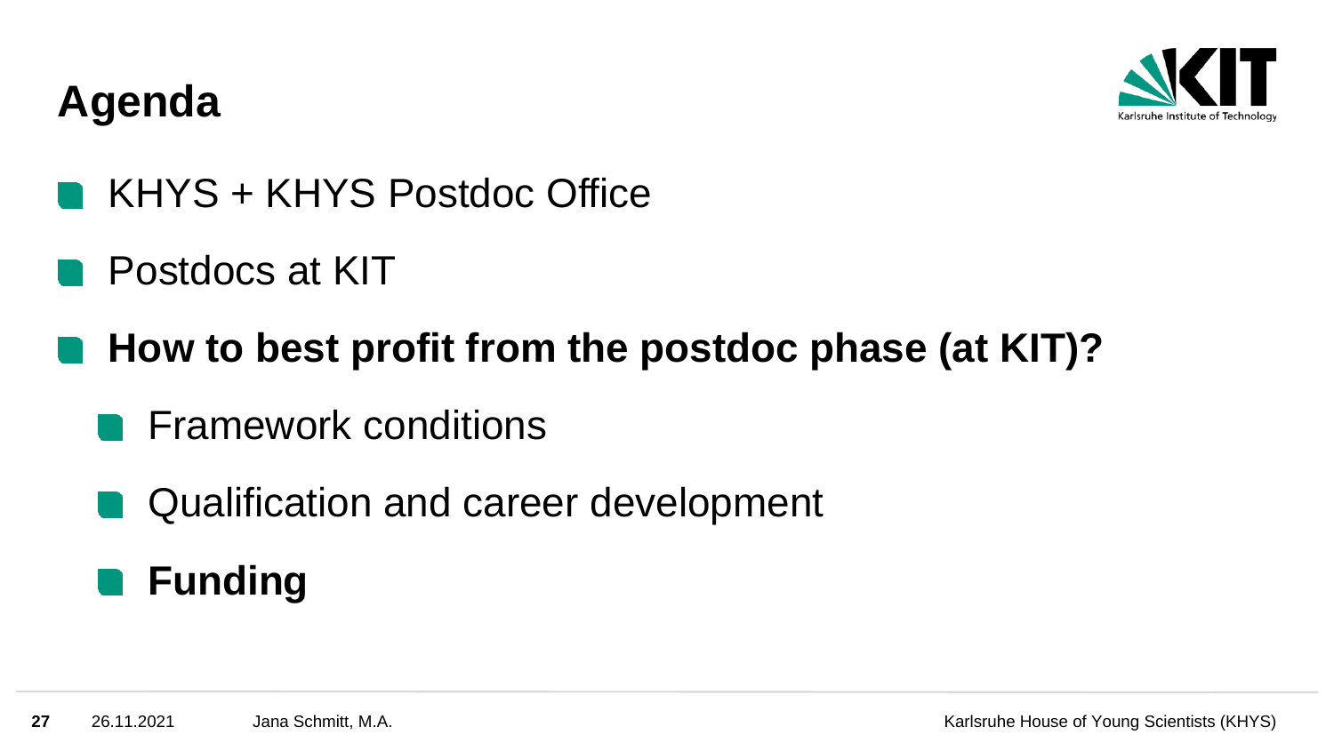# Agenda

- KHYS + KHYS Postdoc Office
- Postdocs at KIT
- **How to best profit from the postdoc phase (at KIT)?**
  - Framework conditions
  - Qualification and career development
  - **Funding**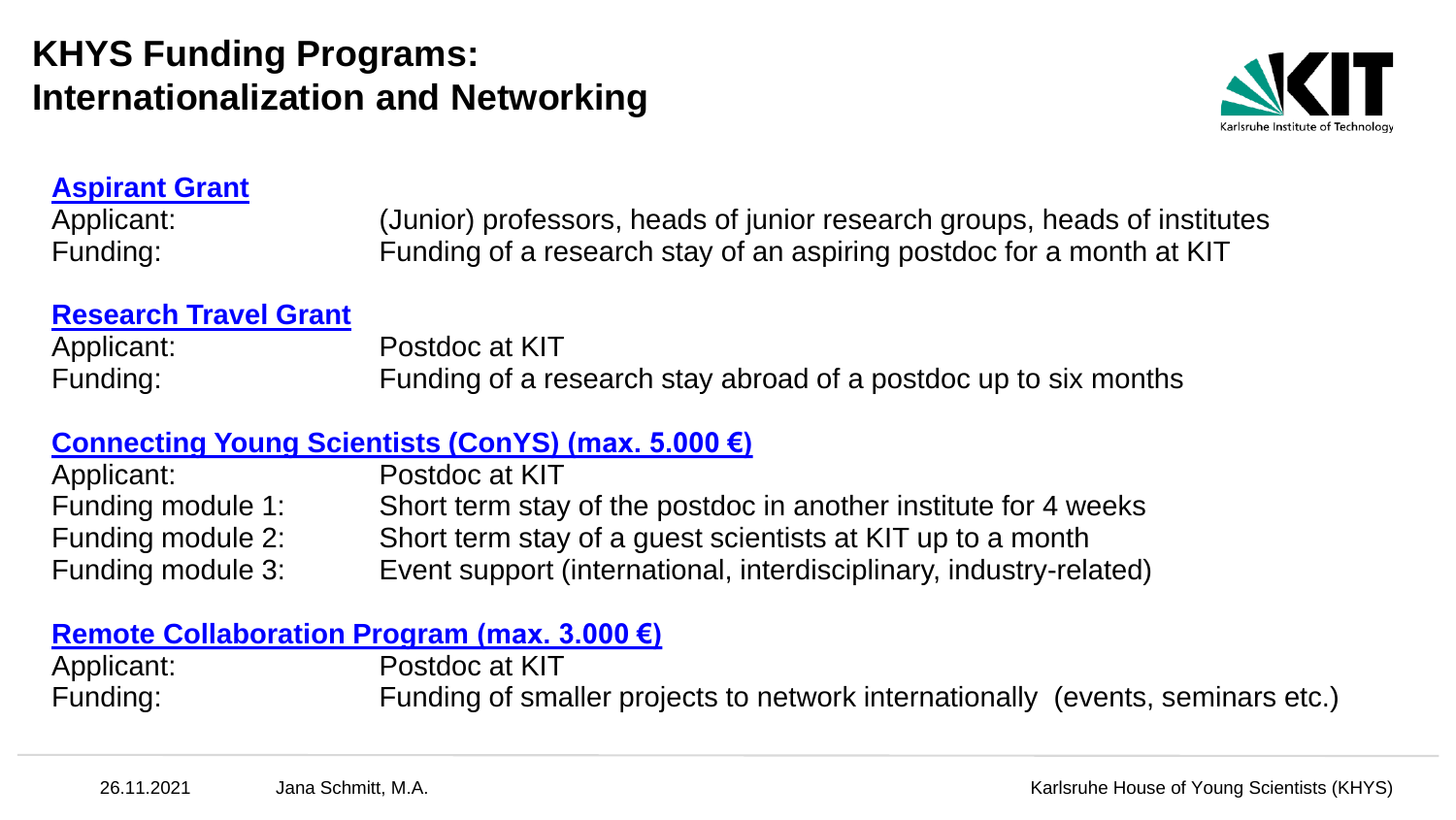# KHYS Funding Programs: Internationalization and Networking

### Aspirant Grant

| | |
|---|---|
| Applicant: | (Junior) professors, heads of junior research groups, heads of institutes |
| Funding: | Funding of a research stay of an aspiring postdoc for a month at KIT |

### Research Travel Grant

| | |
|---|---|
| Applicant: | Postdoc at KIT |
| Funding: | Funding of a research stay abroad of a postdoc up to six months |

### Connecting Young Scientists (ConYS) (max. 5.000 €)

| | |
|---|---|
| Applicant: | Postdoc at KIT |
| Funding module 1: | Short term stay of the postdoc in another institute for 4 weeks |
| Funding module 2: | Short term stay of a guest scientists at KIT up to a month |
| Funding module 3: | Event support (international, interdisciplinary, industry-related) |

### Remote Collaboration Program (max. 3.000 €)

| | |
|---|---|
| Applicant: | Postdoc at KIT |
| Funding: | Funding of smaller projects to network internationally (events, seminars etc.) |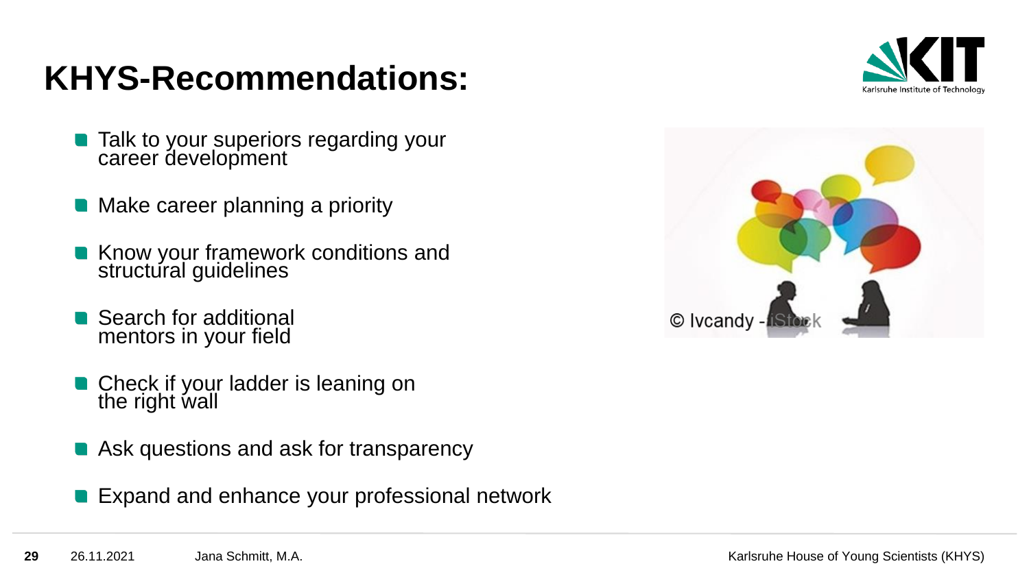# KHYS-Recommendations:

- Talk to your superiors regarding your career development
- Make career planning a priority
- Know your framework conditions and structural guidelines
- Search for additional mentors in your field
- Check if your ladder is leaning on the right wall
- Ask questions and ask for transparency
- Expand and enhance your professional network

© Ivcandy - iStock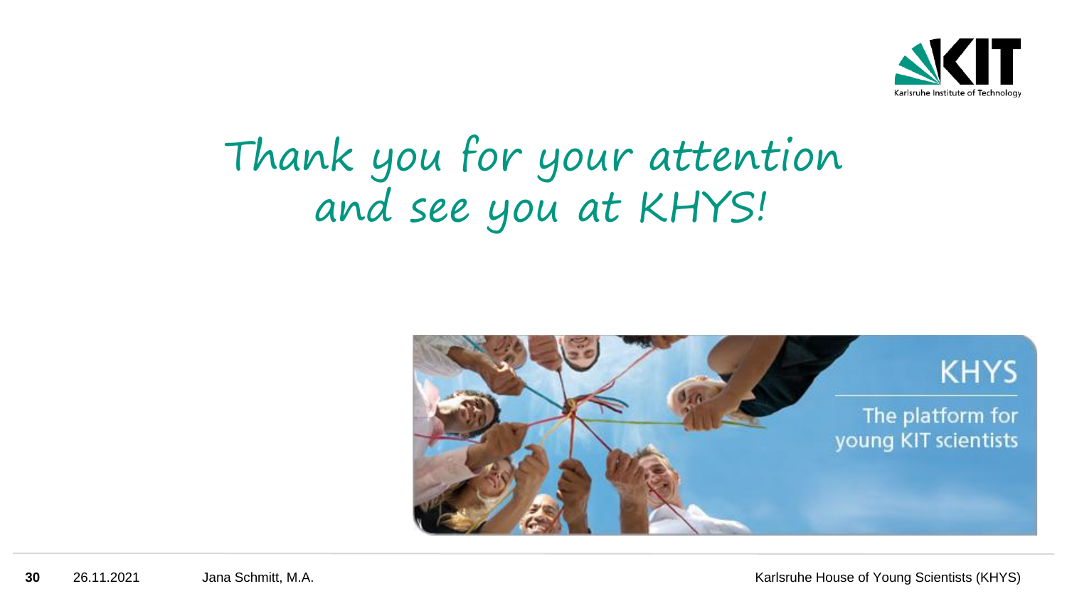# Thank you for your attention and see you at KHYS!

KHYS

The platform for young KIT scientists